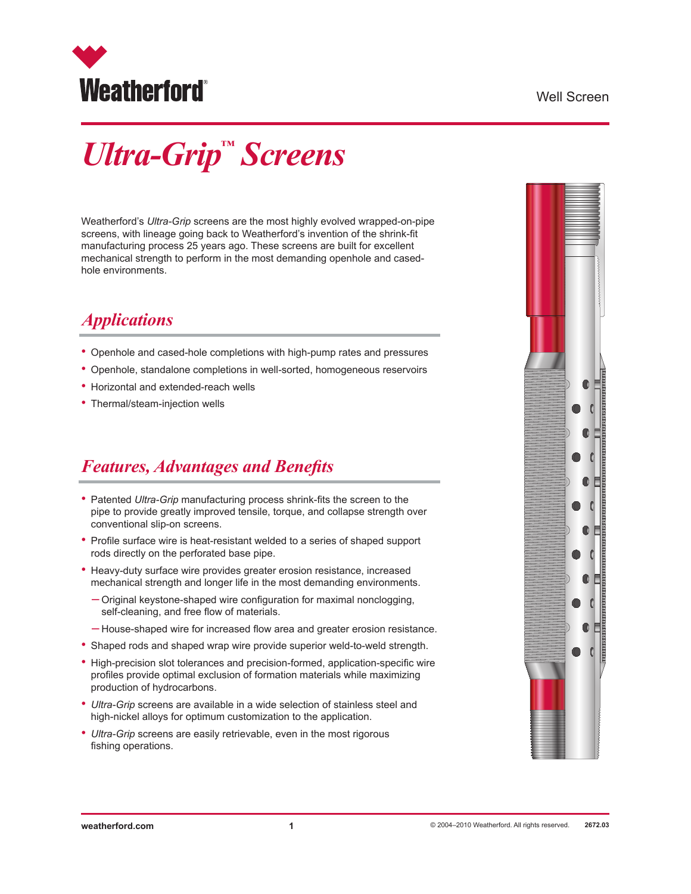Weatherford®

Well Screen

# *Ultra-Grip*™ *Screens*

Weatherford's *Ultra-Grip* screens are the most highly evolved wrapped-on-pipe screens, with lineage going back to Weatherford's invention of the shrink-fit manufacturing process 25 years ago. These screens are built for excellent mechanical strength to perform in the most demanding openhole and cased-hole environments.

## *Applications*

- Openhole and cased-hole completions with high-pump rates and pressures
- Openhole, standalone completions in well-sorted, homogeneous reservoirs
- Horizontal and extended-reach wells
- Thermal/steam-injection wells

## *Features, Advantages and Benefits*

- Patented *Ultra-Grip* manufacturing process shrink-fits the screen to the pipe to provide greatly improved tensile, torque, and collapse strength over conventional slip-on screens.
- Profile surface wire is heat-resistant welded to a series of shaped support rods directly on the perforated base pipe.
- Heavy-duty surface wire provides greater erosion resistance, increased mechanical strength and longer life in the most demanding environments.
  - Original keystone-shaped wire configuration for maximal nonclogging, self-cleaning, and free flow of materials.
  - House-shaped wire for increased flow area and greater erosion resistance.
- Shaped rods and shaped wrap wire provide superior weld-to-weld strength.
- High-precision slot tolerances and precision-formed, application-specific wire profiles provide optimal exclusion of formation materials while maximizing production of hydrocarbons.
- *Ultra-Grip* screens are available in a wide selection of stainless steel and high-nickel alloys for optimum customization to the application.
- *Ultra-Grip* screens are easily retrievable, even in the most rigorous fishing operations.

weatherford.com © 2004–2010 Weatherford. All rights reserved. 2672.03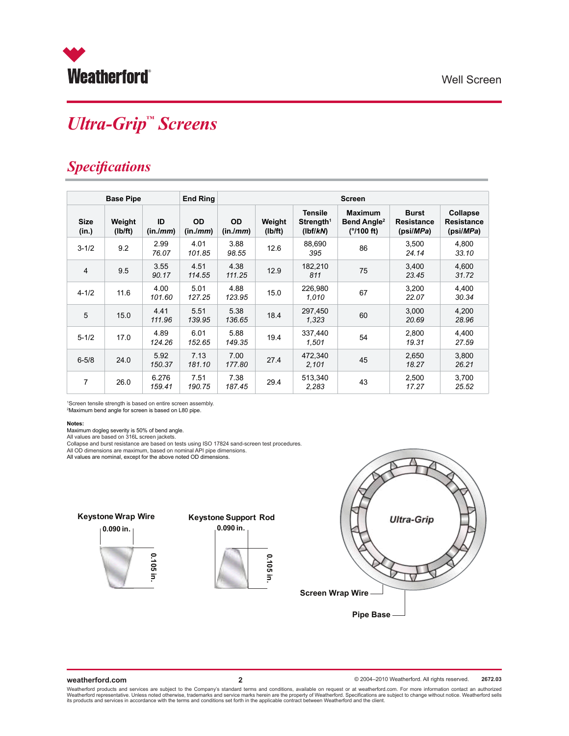# *Ultra-Grip™ Screens*

## *Specifications*

| Base Pipe | | | End Ring | Screen | | | | | |
|---|---|---|---|---|---|---|---|---|---|
| Size (in.) | Weight (lb/ft) | ID (in./*mm*) | OD (in./*mm*) | OD (in./*mm*) | Weight (lb/ft) | Tensile Strength[1] (lbf/*kN*) | Maximum Bend Angle[2] (°/100 ft) | Burst Resistance (psi/*MPa*) | Collapse Resistance (psi/*MPa*) |
| 3-1/2 | 9.2 | 2.99 *76.07* | 4.01 *101.85* | 3.88 *98.55* | 12.6 | 88,690 *395* | 86 | 3,500 *24.14* | 4,800 *33.10* |
| 4 | 9.5 | 3.55 *90.17* | 4.51 *114.55* | 4.38 *111.25* | 12.9 | 182,210 *811* | 75 | 3,400 *23.45* | 4,600 *31.72* |
| 4-1/2 | 11.6 | 4.00 *101.60* | 5.01 *127.25* | 4.88 *123.95* | 15.0 | 226,980 *1,010* | 67 | 3,200 *22.07* | 4,400 *30.34* |
| 5 | 15.0 | 4.41 *111.96* | 5.51 *139.95* | 5.38 *136.65* | 18.4 | 297,450 *1,323* | 60 | 3,000 *20.69* | 4,200 *28.96* |
| 5-1/2 | 17.0 | 4.89 *124.26* | 6.01 *152.65* | 5.88 *149.35* | 19.4 | 337,440 *1,501* | 54 | 2,800 *19.31* | 4,400 *27.59* |
| 6-5/8 | 24.0 | 5.92 *150.37* | 7.13 *181.10* | 7.00 *177.80* | 27.4 | 472,340 *2,101* | 45 | 2,650 *18.27* | 3,800 *26.21* |
| 7 | 26.0 | 6.276 *159.41* | 7.51 *190.75* | 7.38 *187.45* | 29.4 | 513,340 *2,283* | 43 | 2,500 *17.27* | 3,700 *25.52* |

[1]Screen tensile strength is based on entire screen assembly.
[2]Maximum bend angle for screen is based on L80 pipe.

**Notes:**
Maximum dogleg severity is 50% of bend angle.
All values are based on 316L screen jackets.
Collapse and burst resistance are based on tests using ISO 17824 sand-screen test procedures.
All OD dimensions are maximum, based on nominal API pipe dimensions.
All values are nominal, except for the above noted OD dimensions.

**Keystone Wrap Wire**
0.090 in.
0.105 in.

**Keystone Support Rod**
0.090 in.
0.105 in.

Ultra-Grip
**Screen Wrap Wire**
**Pipe Base**

**weatherford.com**

© 2004–2010 Weatherford. All rights reserved. **2672.03**

Weatherford products and services are subject to the Company's standard terms and conditions, available on request or at weatherford.com. For more information contact an authorized Weatherford representative. Unless noted otherwise, trademarks and service marks herein are the property of Weatherford. Specifications are subject to change without notice. Weatherford sells its products and services in accordance with the terms and conditions set forth in the applicable contract between Weatherford and the client.